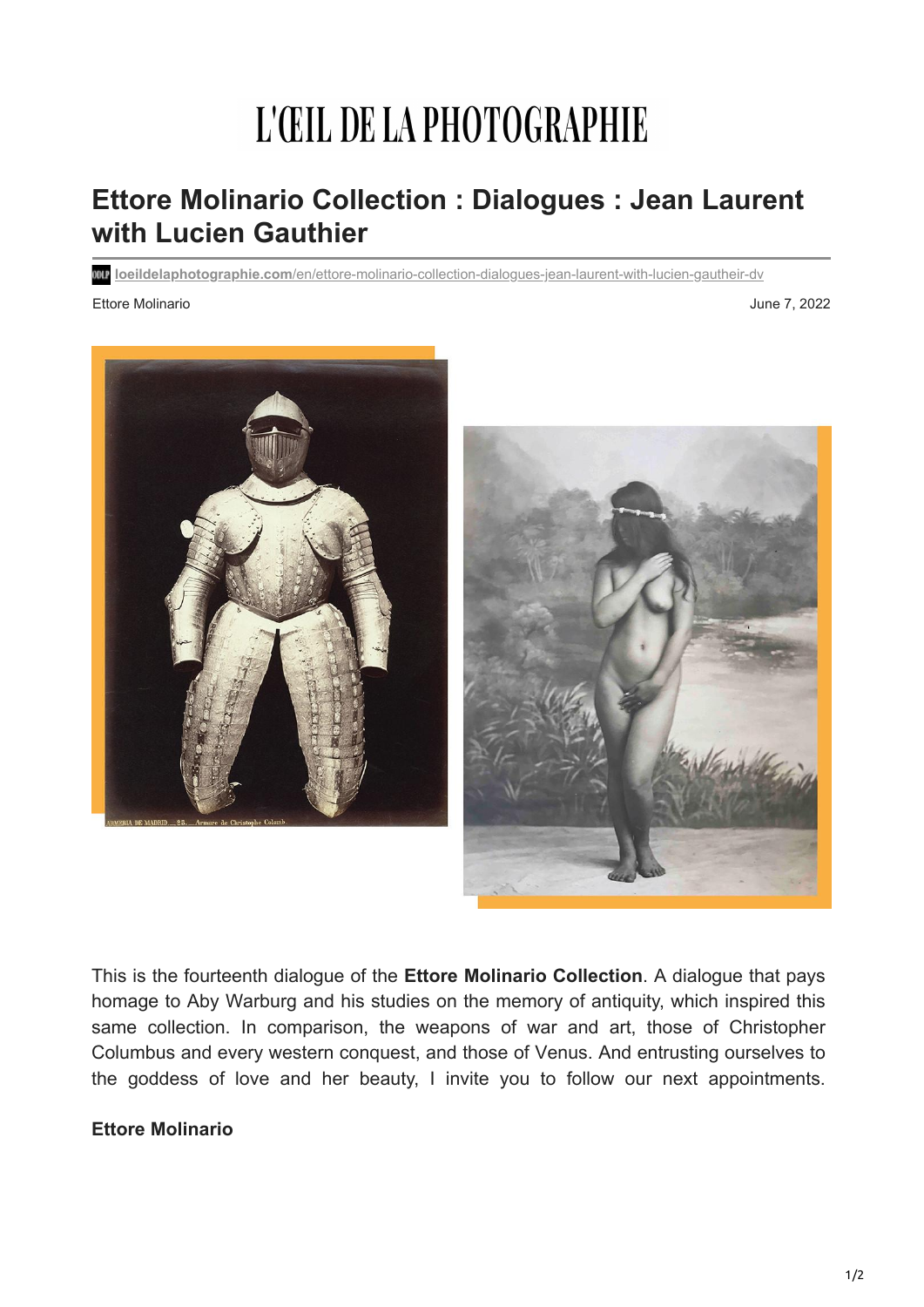# L'ŒIL DE LA PHOTOGRAPHIE

## Ettore Molinario Collection : Dialogues : Jean Laurent with Lucien Gauthier

loeildelaphotographie.com/en/ettore-molinario-collection-dialogues-jean-laurent-with-lucien-gautheir-dv

Ettore Molinario

June 7, 2022

ARMERIA DE MADRID — 28. — Armure de Christophe Colomb.

This is the fourteenth dialogue of the **Ettore Molinario Collection**. A dialogue that pays homage to Aby Warburg and his studies on the memory of antiquity, which inspired this same collection. In comparison, the weapons of war and art, those of Christopher Columbus and every western conquest, and those of Venus. And entrusting ourselves to the goddess of love and her beauty, I invite you to follow our next appointments.

**Ettore Molinario**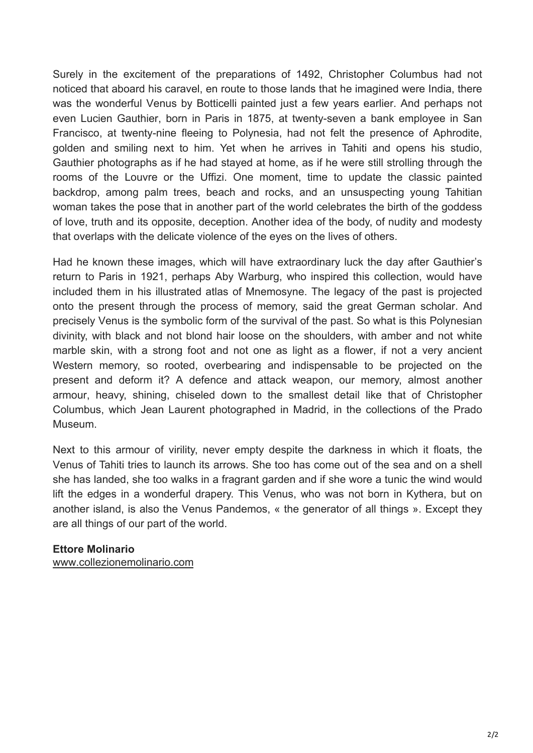Surely in the excitement of the preparations of 1492, Christopher Columbus had not noticed that aboard his caravel, en route to those lands that he imagined were India, there was the wonderful Venus by Botticelli painted just a few years earlier. And perhaps not even Lucien Gauthier, born in Paris in 1875, at twenty-seven a bank employee in San Francisco, at twenty-nine fleeing to Polynesia, had not felt the presence of Aphrodite, golden and smiling next to him. Yet when he arrives in Tahiti and opens his studio, Gauthier photographs as if he had stayed at home, as if he were still strolling through the rooms of the Louvre or the Uffizi. One moment, time to update the classic painted backdrop, among palm trees, beach and rocks, and an unsuspecting young Tahitian woman takes the pose that in another part of the world celebrates the birth of the goddess of love, truth and its opposite, deception. Another idea of the body, of nudity and modesty that overlaps with the delicate violence of the eyes on the lives of others.

Had he known these images, which will have extraordinary luck the day after Gauthier's return to Paris in 1921, perhaps Aby Warburg, who inspired this collection, would have included them in his illustrated atlas of Mnemosyne. The legacy of the past is projected onto the present through the process of memory, said the great German scholar. And precisely Venus is the symbolic form of the survival of the past. So what is this Polynesian divinity, with black and not blond hair loose on the shoulders, with amber and not white marble skin, with a strong foot and not one as light as a flower, if not a very ancient Western memory, so rooted, overbearing and indispensable to be projected on the present and deform it? A defence and attack weapon, our memory, almost another armour, heavy, shining, chiseled down to the smallest detail like that of Christopher Columbus, which Jean Laurent photographed in Madrid, in the collections of the Prado Museum.

Next to this armour of virility, never empty despite the darkness in which it floats, the Venus of Tahiti tries to launch its arrows. She too has come out of the sea and on a shell she has landed, she too walks in a fragrant garden and if she wore a tunic the wind would lift the edges in a wonderful drapery. This Venus, who was not born in Kythera, but on another island, is also the Venus Pandemos, « the generator of all things ». Except they are all things of our part of the world.

**Ettore Molinario**
www.collezionemolinario.com